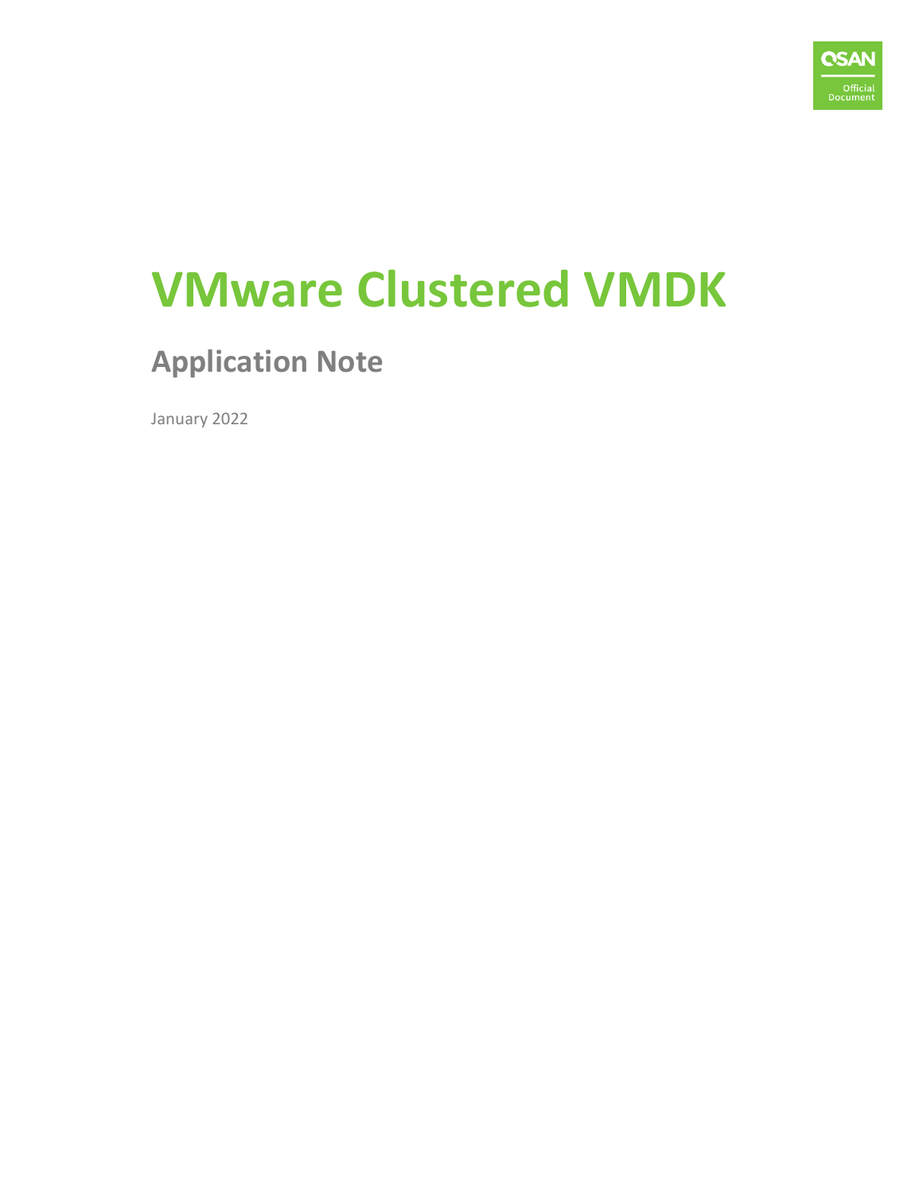QSAN

Official Document

# VMware Clustered VMDK

## Application Note

January 2022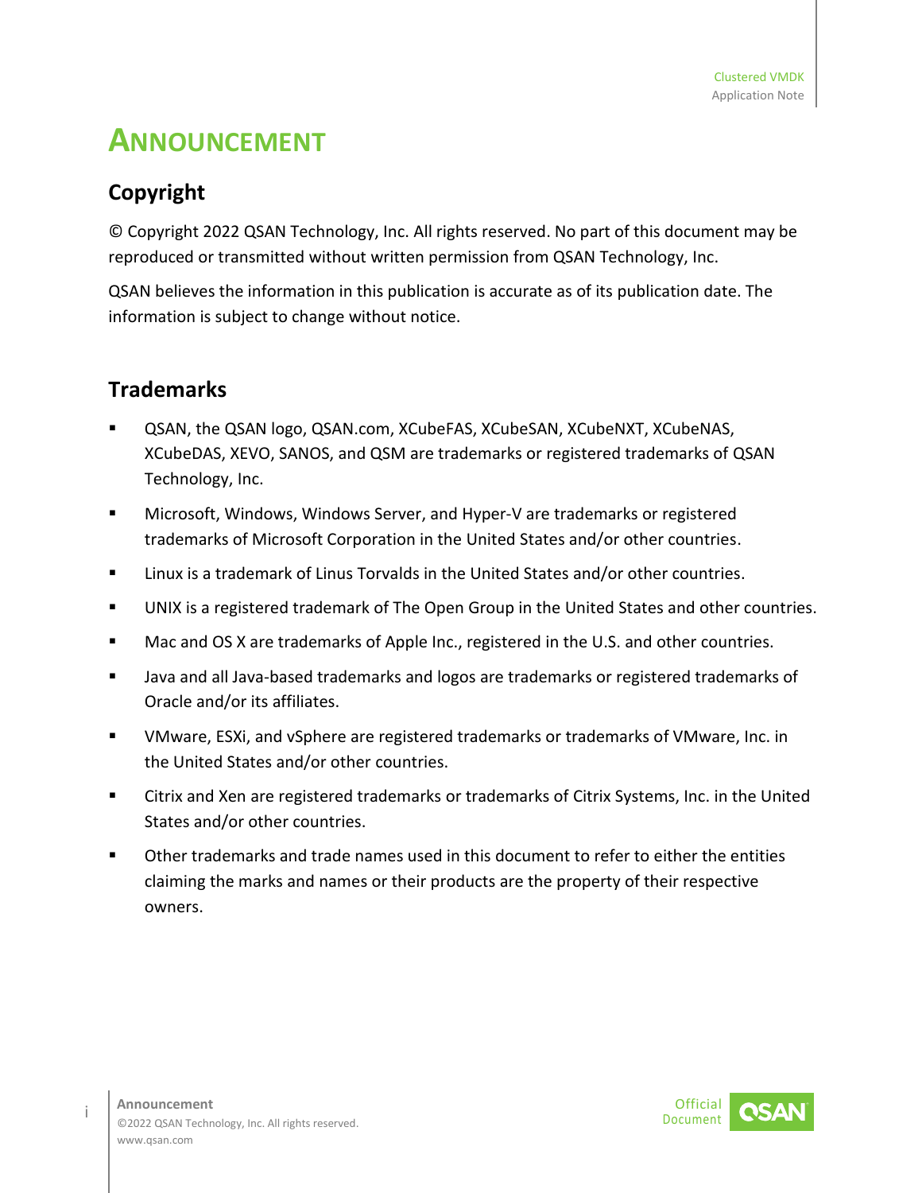# ANNOUNCEMENT

## Copyright

© Copyright 2022 QSAN Technology, Inc. All rights reserved. No part of this document may be reproduced or transmitted without written permission from QSAN Technology, Inc.

QSAN believes the information in this publication is accurate as of its publication date. The information is subject to change without notice.

## Trademarks

- QSAN, the QSAN logo, QSAN.com, XCubeFAS, XCubeSAN, XCubeNXT, XCubeNAS, XCubeDAS, XEVO, SANOS, and QSM are trademarks or registered trademarks of QSAN Technology, Inc.
- Microsoft, Windows, Windows Server, and Hyper-V are trademarks or registered trademarks of Microsoft Corporation in the United States and/or other countries.
- Linux is a trademark of Linus Torvalds in the United States and/or other countries.
- UNIX is a registered trademark of The Open Group in the United States and other countries.
- Mac and OS X are trademarks of Apple Inc., registered in the U.S. and other countries.
- Java and all Java-based trademarks and logos are trademarks or registered trademarks of Oracle and/or its affiliates.
- VMware, ESXi, and vSphere are registered trademarks or trademarks of VMware, Inc. in the United States and/or other countries.
- Citrix and Xen are registered trademarks or trademarks of Citrix Systems, Inc. in the United States and/or other countries.
- Other trademarks and trade names used in this document to refer to either the entities claiming the marks and names or their products are the property of their respective owners.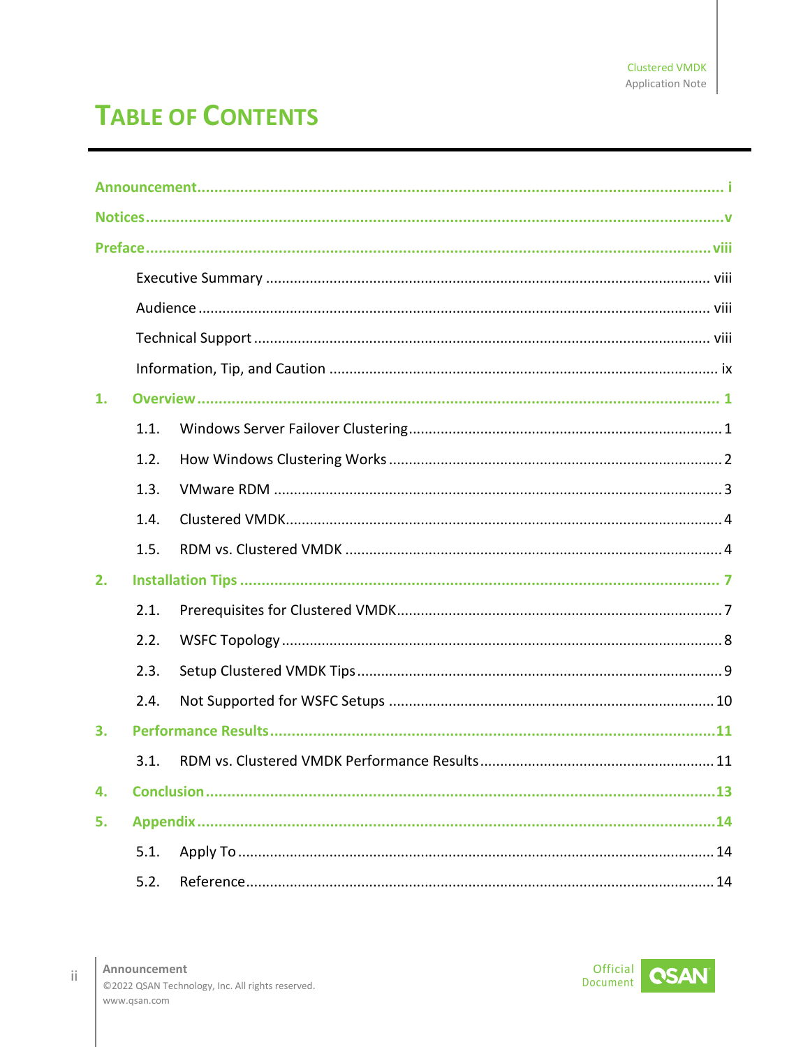# TABLE OF CONTENTS

**Announcement** ........................................ i

**Notices** ........................................ v

**Preface** ........................................ viii

- Executive Summary ........................................ viii
- Audience ........................................ viii
- Technical Support ........................................ viii
- Information, Tip, and Caution ........................................ ix

**1. Overview** ........................................ 1

- 1.1. Windows Server Failover Clustering ........................................ 1
- 1.2. How Windows Clustering Works ........................................ 2
- 1.3. VMware RDM ........................................ 3
- 1.4. Clustered VMDK ........................................ 4
- 1.5. RDM vs. Clustered VMDK ........................................ 4

**2. Installation Tips** ........................................ 7

- 2.1. Prerequisites for Clustered VMDK ........................................ 7
- 2.2. WSFC Topology ........................................ 8
- 2.3. Setup Clustered VMDK Tips ........................................ 9
- 2.4. Not Supported for WSFC Setups ........................................ 10

**3. Performance Results** ........................................ 11

- 3.1. RDM vs. Clustered VMDK Performance Results ........................................ 11

**4. Conclusion** ........................................ 13

**5. Appendix** ........................................ 14

- 5.1. Apply To ........................................ 14
- 5.2. Reference ........................................ 14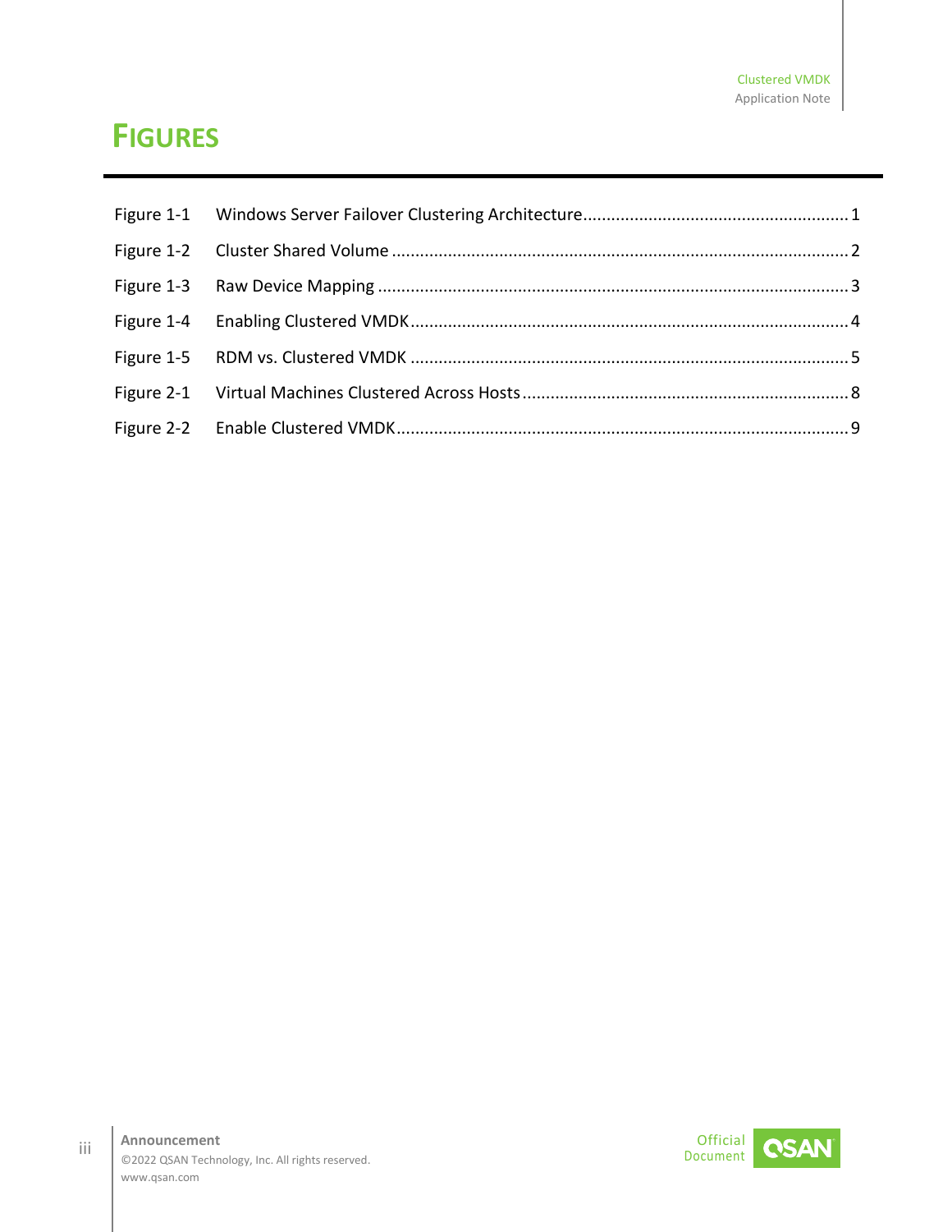# FIGURES

Figure 1-1 Windows Server Failover Clustering Architecture........................................................1
Figure 1-2 Cluster Shared Volume ................................................................................................2
Figure 1-3 Raw Device Mapping ...................................................................................................3
Figure 1-4 Enabling Clustered VMDK............................................................................................4
Figure 1-5 RDM vs. Clustered VMDK ............................................................................................5
Figure 2-1 Virtual Machines Clustered Across Hosts.....................................................................8
Figure 2-2 Enable Clustered VMDK...............................................................................................9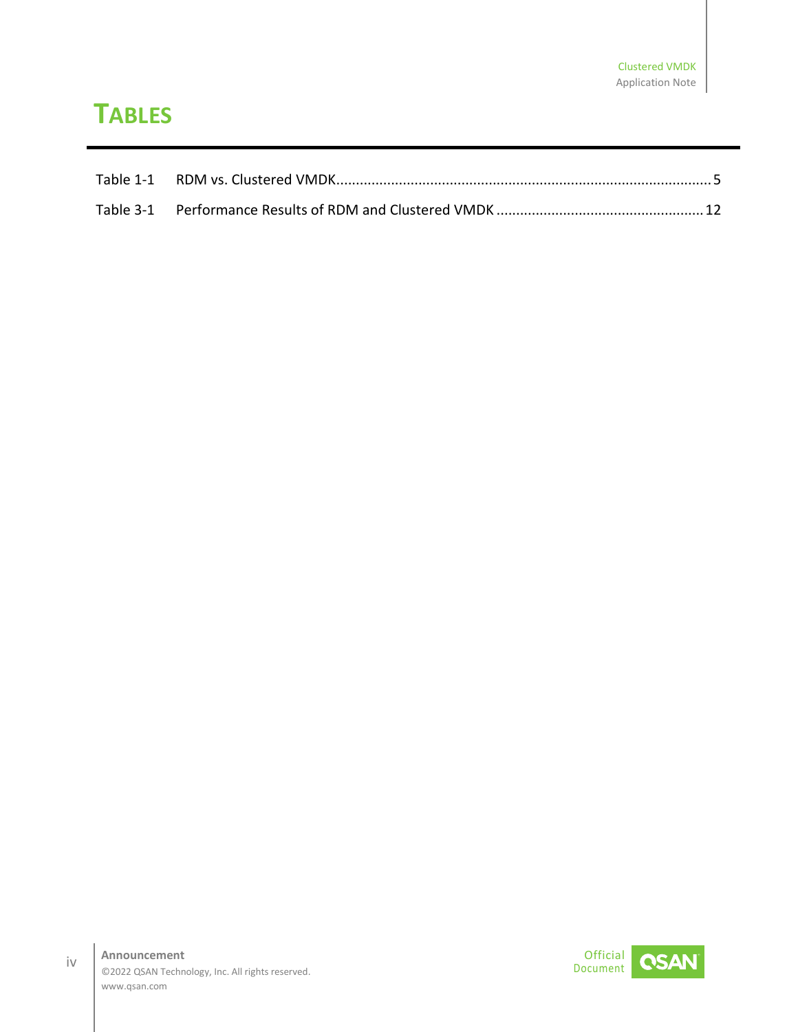# TABLES

Table 1-1 RDM vs. Clustered VMDK........................................................................................5

Table 3-1 Performance Results of RDM and Clustered VMDK ....................................................12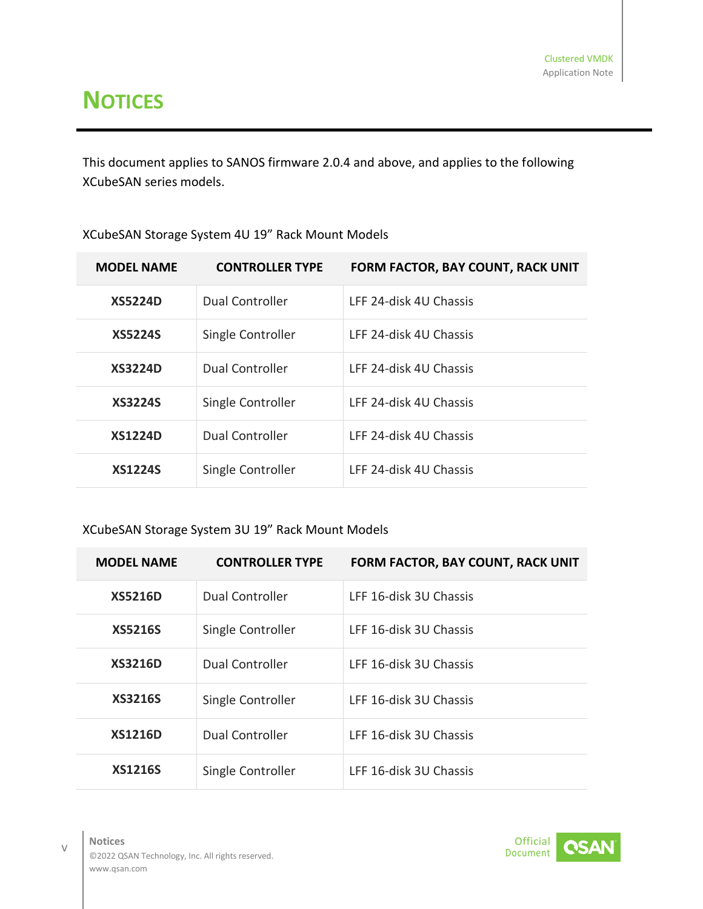# NOTICES

This document applies to SANOS firmware 2.0.4 and above, and applies to the following XCubeSAN series models.

XCubeSAN Storage System 4U 19" Rack Mount Models

| MODEL NAME | CONTROLLER TYPE | FORM FACTOR, BAY COUNT, RACK UNIT |
|---|---|---|
| **XS5224D** | Dual Controller | LFF 24-disk 4U Chassis |
| **XS5224S** | Single Controller | LFF 24-disk 4U Chassis |
| **XS3224D** | Dual Controller | LFF 24-disk 4U Chassis |
| **XS3224S** | Single Controller | LFF 24-disk 4U Chassis |
| **XS1224D** | Dual Controller | LFF 24-disk 4U Chassis |
| **XS1224S** | Single Controller | LFF 24-disk 4U Chassis |

XCubeSAN Storage System 3U 19" Rack Mount Models

| MODEL NAME | CONTROLLER TYPE | FORM FACTOR, BAY COUNT, RACK UNIT |
|---|---|---|
| **XS5216D** | Dual Controller | LFF 16-disk 3U Chassis |
| **XS5216S** | Single Controller | LFF 16-disk 3U Chassis |
| **XS3216D** | Dual Controller | LFF 16-disk 3U Chassis |
| **XS3216S** | Single Controller | LFF 16-disk 3U Chassis |
| **XS1216D** | Dual Controller | LFF 16-disk 3U Chassis |
| **XS1216S** | Single Controller | LFF 16-disk 3U Chassis |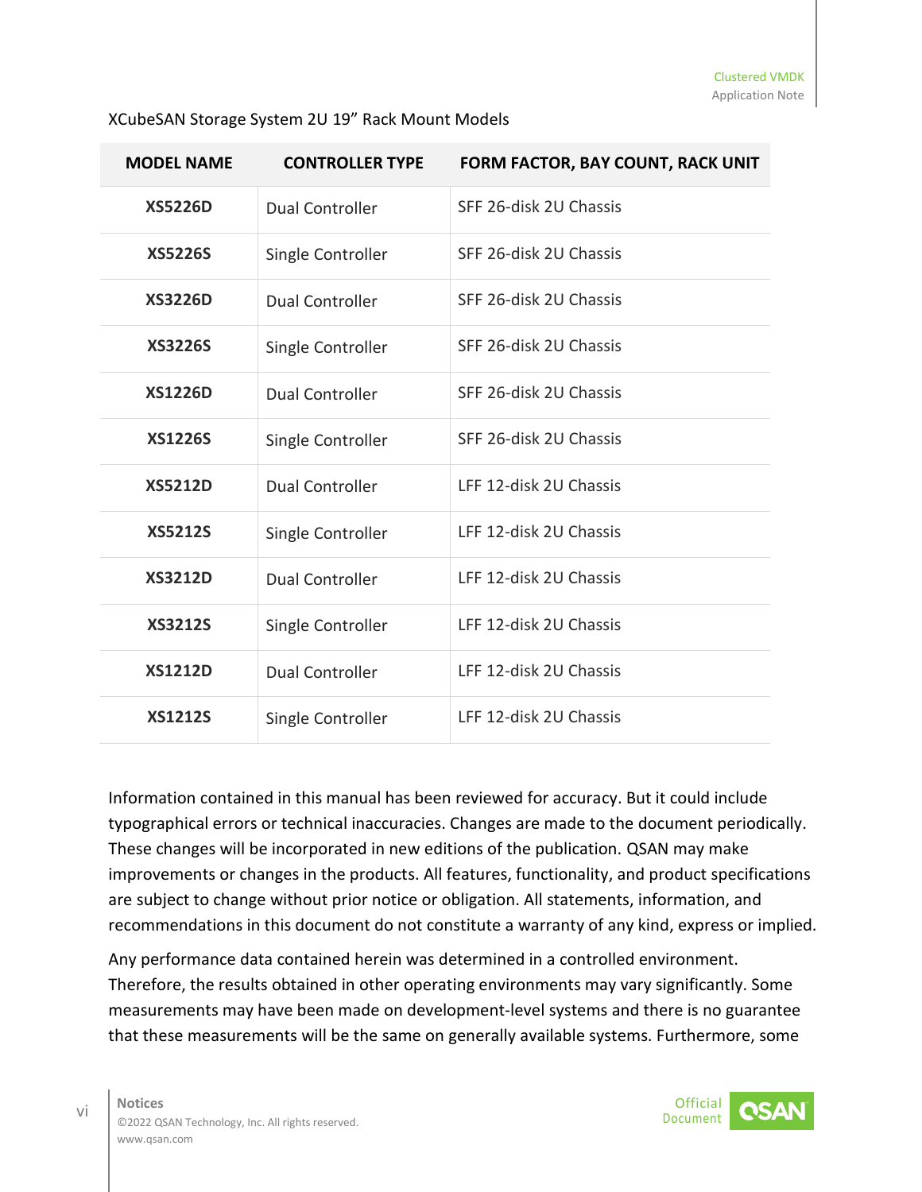XCubeSAN Storage System 2U 19" Rack Mount Models

| MODEL NAME | CONTROLLER TYPE | FORM FACTOR, BAY COUNT, RACK UNIT |
|---|---|---|
| **XS5226D** | Dual Controller | SFF 26-disk 2U Chassis |
| **XS5226S** | Single Controller | SFF 26-disk 2U Chassis |
| **XS3226D** | Dual Controller | SFF 26-disk 2U Chassis |
| **XS3226S** | Single Controller | SFF 26-disk 2U Chassis |
| **XS1226D** | Dual Controller | SFF 26-disk 2U Chassis |
| **XS1226S** | Single Controller | SFF 26-disk 2U Chassis |
| **XS5212D** | Dual Controller | LFF 12-disk 2U Chassis |
| **XS5212S** | Single Controller | LFF 12-disk 2U Chassis |
| **XS3212D** | Dual Controller | LFF 12-disk 2U Chassis |
| **XS3212S** | Single Controller | LFF 12-disk 2U Chassis |
| **XS1212D** | Dual Controller | LFF 12-disk 2U Chassis |
| **XS1212S** | Single Controller | LFF 12-disk 2U Chassis |

Information contained in this manual has been reviewed for accuracy. But it could include typographical errors or technical inaccuracies. Changes are made to the document periodically. These changes will be incorporated in new editions of the publication. QSAN may make improvements or changes in the products. All features, functionality, and product specifications are subject to change without prior notice or obligation. All statements, information, and recommendations in this document do not constitute a warranty of any kind, express or implied.

Any performance data contained herein was determined in a controlled environment. Therefore, the results obtained in other operating environments may vary significantly. Some measurements may have been made on development-level systems and there is no guarantee that these measurements will be the same on generally available systems. Furthermore, some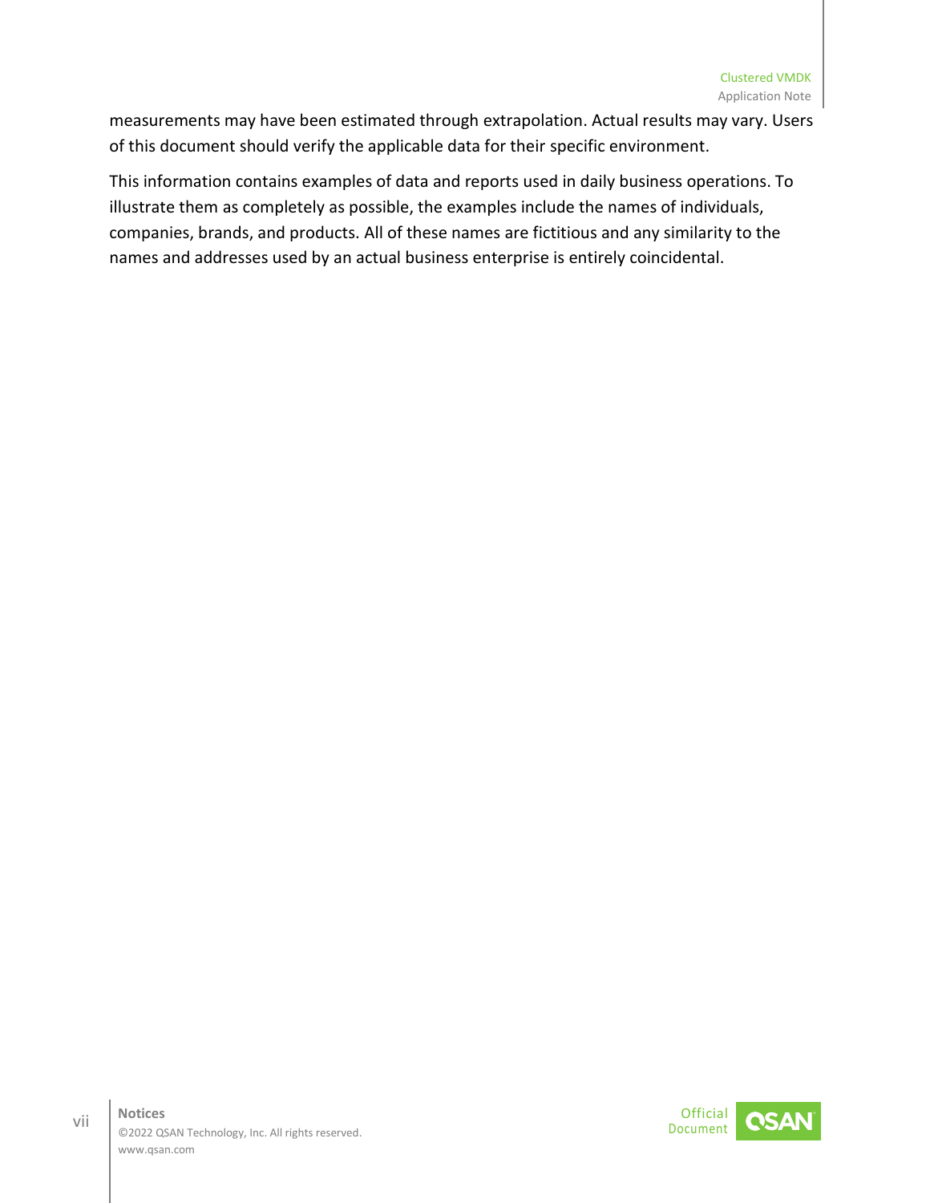measurements may have been estimated through extrapolation. Actual results may vary. Users of this document should verify the applicable data for their specific environment.

This information contains examples of data and reports used in daily business operations. To illustrate them as completely as possible, the examples include the names of individuals, companies, brands, and products. All of these names are fictitious and any similarity to the names and addresses used by an actual business enterprise is entirely coincidental.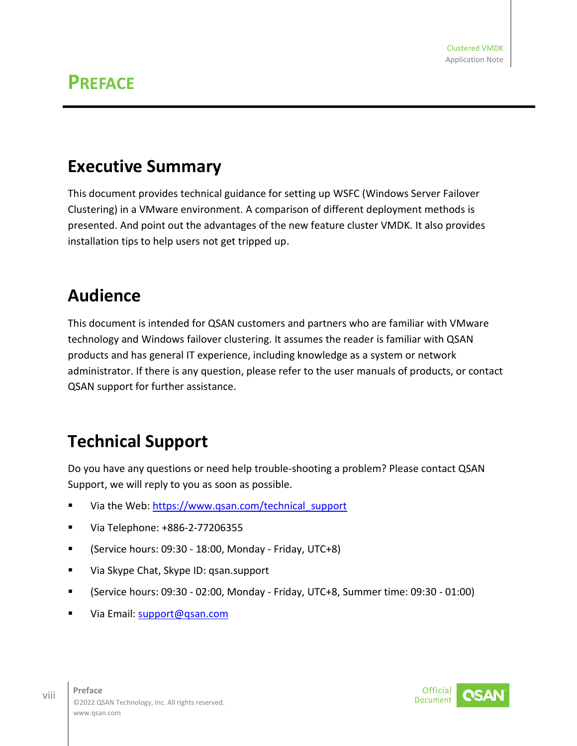# PREFACE

## Executive Summary

This document provides technical guidance for setting up WSFC (Windows Server Failover Clustering) in a VMware environment. A comparison of different deployment methods is presented. And point out the advantages of the new feature cluster VMDK. It also provides installation tips to help users not get tripped up.

## Audience

This document is intended for QSAN customers and partners who are familiar with VMware technology and Windows failover clustering. It assumes the reader is familiar with QSAN products and has general IT experience, including knowledge as a system or network administrator. If there is any question, please refer to the user manuals of products, or contact QSAN support for further assistance.

## Technical Support

Do you have any questions or need help trouble-shooting a problem? Please contact QSAN Support, we will reply to you as soon as possible.

- Via the Web: https://www.qsan.com/technical_support
- Via Telephone: +886-2-77206355
- (Service hours: 09:30 - 18:00, Monday - Friday, UTC+8)
- Via Skype Chat, Skype ID: qsan.support
- (Service hours: 09:30 - 02:00, Monday - Friday, UTC+8, Summer time: 09:30 - 01:00)
- Via Email: support@qsan.com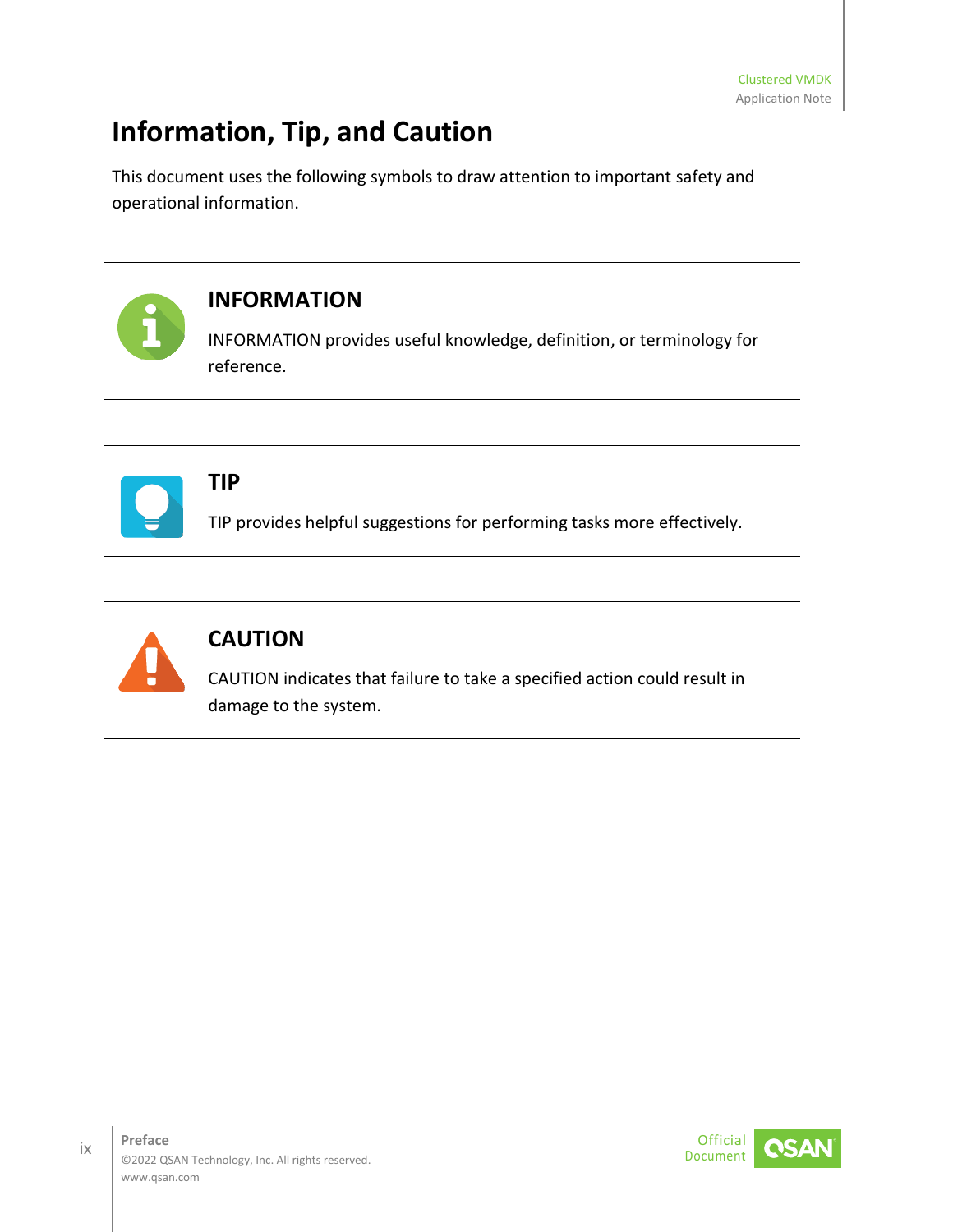# Information, Tip, and Caution

This document uses the following symbols to draw attention to important safety and operational information.

---

**INFORMATION**

INFORMATION provides useful knowledge, definition, or terminology for reference.

---

**TIP**

TIP provides helpful suggestions for performing tasks more effectively.

---

**CAUTION**

CAUTION indicates that failure to take a specified action could result in damage to the system.

---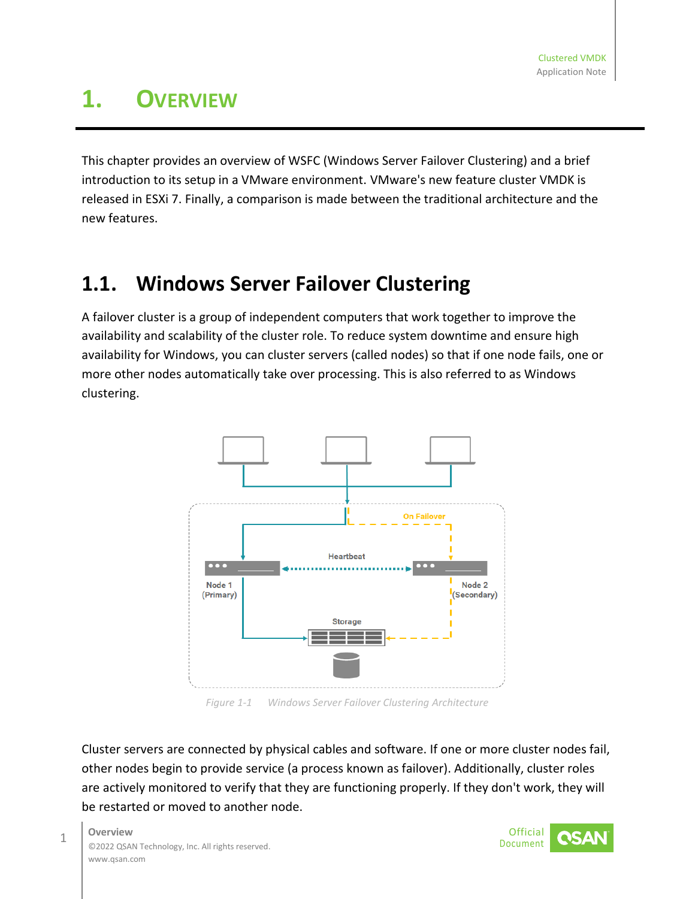# 1. Overview

This chapter provides an overview of WSFC (Windows Server Failover Clustering) and a brief introduction to its setup in a VMware environment. VMware's new feature cluster VMDK is released in ESXi 7. Finally, a comparison is made between the traditional architecture and the new features.

## 1.1. Windows Server Failover Clustering

A failover cluster is a group of independent computers that work together to improve the availability and scalability of the cluster role. To reduce system downtime and ensure high availability for Windows, you can cluster servers (called nodes) so that if one node fails, one or more other nodes automatically take over processing. This is also referred to as Windows clustering.

*Figure 1-1 Windows Server Failover Clustering Architecture*

Cluster servers are connected by physical cables and software. If one or more cluster nodes fail, other nodes begin to provide service (a process known as failover). Additionally, cluster roles are actively monitored to verify that they are functioning properly. If they don't work, they will be restarted or moved to another node.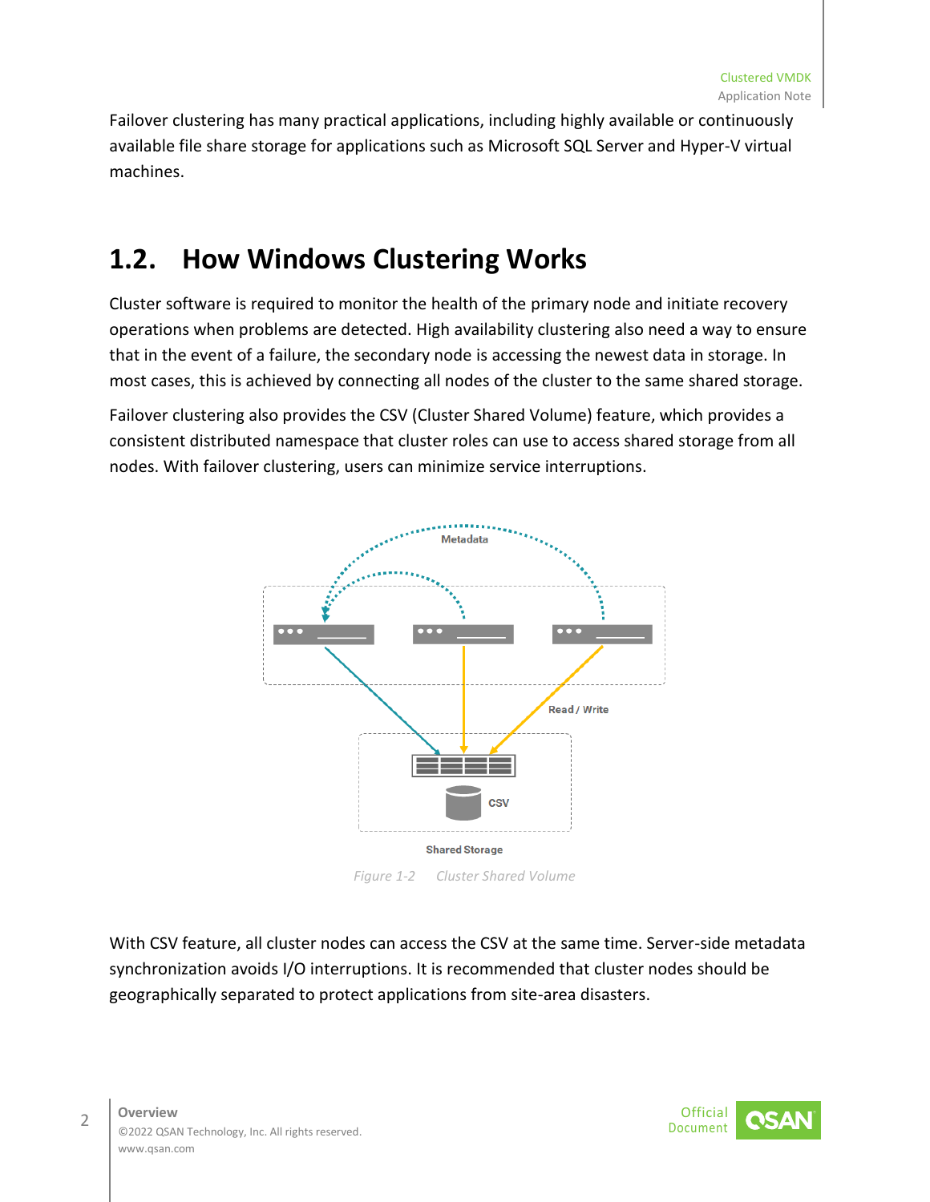Failover clustering has many practical applications, including highly available or continuously available file share storage for applications such as Microsoft SQL Server and Hyper-V virtual machines.

## 1.2. How Windows Clustering Works

Cluster software is required to monitor the health of the primary node and initiate recovery operations when problems are detected. High availability clustering also need a way to ensure that in the event of a failure, the secondary node is accessing the newest data in storage. In most cases, this is achieved by connecting all nodes of the cluster to the same shared storage.

Failover clustering also provides the CSV (Cluster Shared Volume) feature, which provides a consistent distributed namespace that cluster roles can use to access shared storage from all nodes. With failover clustering, users can minimize service interruptions.

Metadata

Read / Write

CSV

Shared Storage

*Figure 1-2 Cluster Shared Volume*

With CSV feature, all cluster nodes can access the CSV at the same time. Server-side metadata synchronization avoids I/O interruptions. It is recommended that cluster nodes should be geographically separated to protect applications from site-area disasters.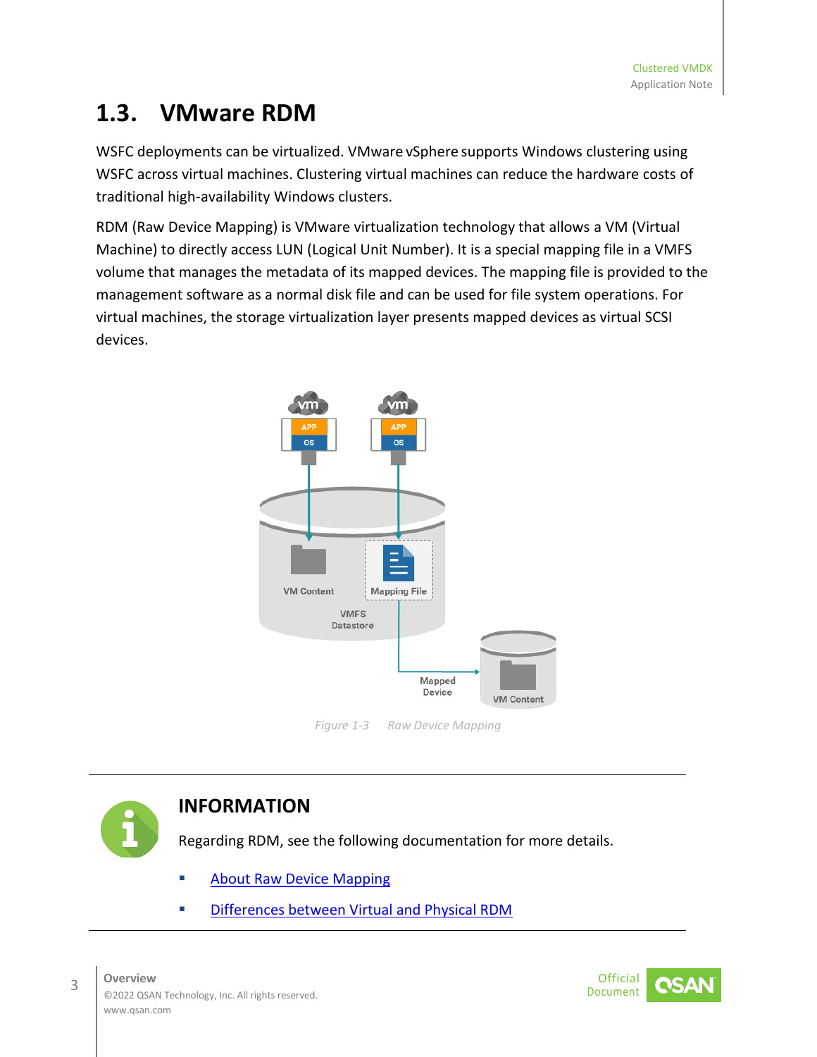## 1.3. VMware RDM

WSFC deployments can be virtualized. VMware vSphere supports Windows clustering using WSFC across virtual machines. Clustering virtual machines can reduce the hardware costs of traditional high-availability Windows clusters.

RDM (Raw Device Mapping) is VMware virtualization technology that allows a VM (Virtual Machine) to directly access LUN (Logical Unit Number). It is a special mapping file in a VMFS volume that manages the metadata of its mapped devices. The mapping file is provided to the management software as a normal disk file and can be used for file system operations. For virtual machines, the storage virtualization layer presents mapped devices as virtual SCSI devices.

APP
OS
APP
OS
VM Content
Mapping File
VMFS
Datastore
Mapped
Device
VM Content

*Figure 1-3 Raw Device Mapping*

### INFORMATION

Regarding RDM, see the following documentation for more details.

- About Raw Device Mapping
- Differences between Virtual and Physical RDM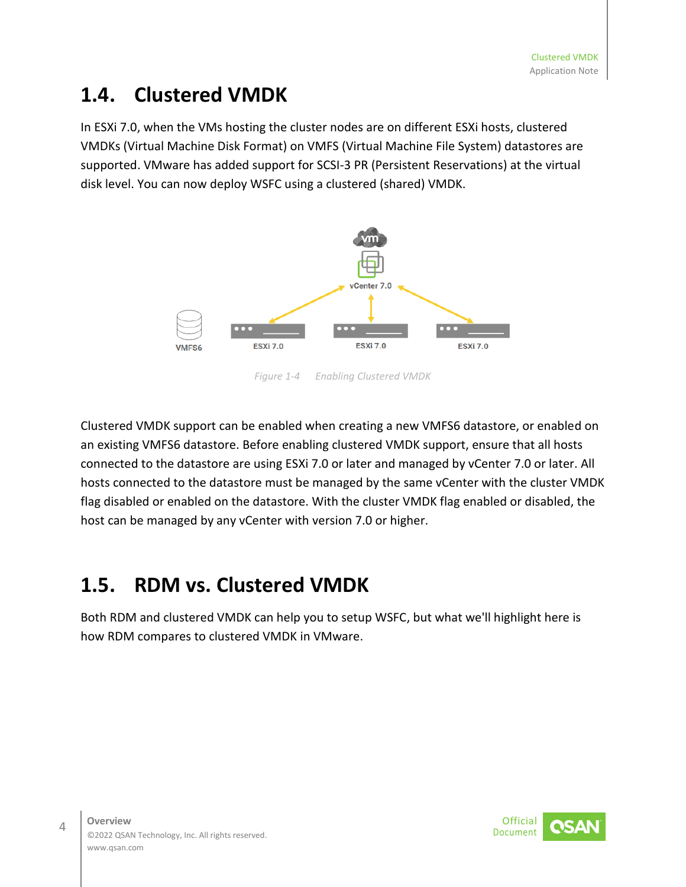## 1.4. Clustered VMDK

In ESXi 7.0, when the VMs hosting the cluster nodes are on different ESXi hosts, clustered VMDKs (Virtual Machine Disk Format) on VMFS (Virtual Machine File System) datastores are supported. VMware has added support for SCSI-3 PR (Persistent Reservations) at the virtual disk level. You can now deploy WSFC using a clustered (shared) VMDK.

*Figure 1-4 Enabling Clustered VMDK*

Clustered VMDK support can be enabled when creating a new VMFS6 datastore, or enabled on an existing VMFS6 datastore. Before enabling clustered VMDK support, ensure that all hosts connected to the datastore are using ESXi 7.0 or later and managed by vCenter 7.0 or later. All hosts connected to the datastore must be managed by the same vCenter with the cluster VMDK flag disabled or enabled on the datastore. With the cluster VMDK flag enabled or disabled, the host can be managed by any vCenter with version 7.0 or higher.

## 1.5. RDM vs. Clustered VMDK

Both RDM and clustered VMDK can help you to setup WSFC, but what we'll highlight here is how RDM compares to clustered VMDK in VMware.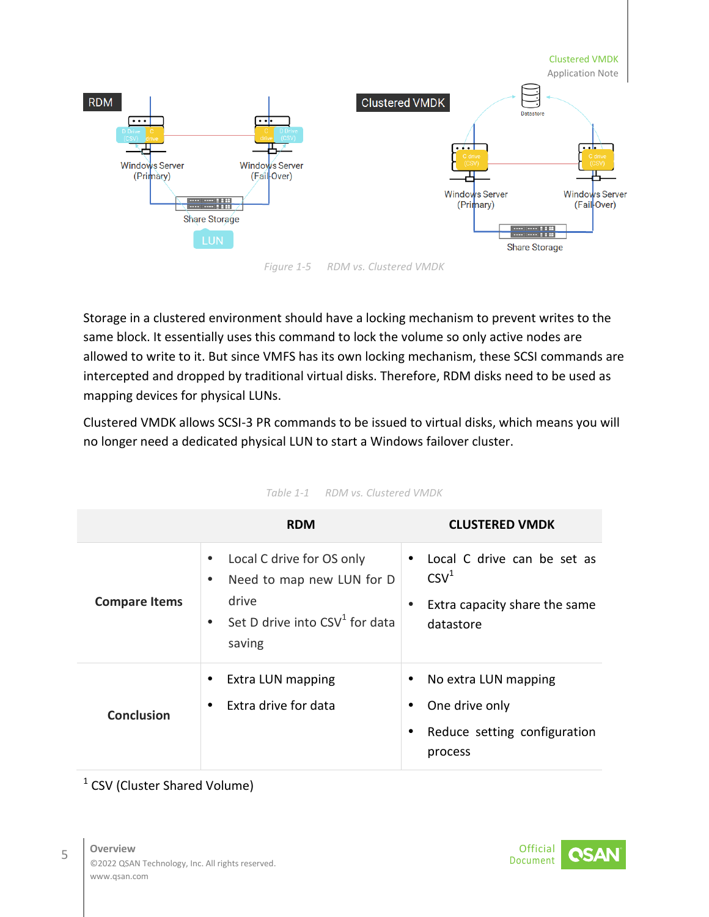RDM

D Drive (CSV)

C drive

Windows Server (Primary)

C drive

D Drive (CSV)

Windows Server (Fail-Over)

Share Storage

LUN

Clustered VMDK

Datastore

C drive (CSV)

Windows Server (Primary)

C drive (CSV)

Windows Server (Fail-Over)

Share Storage

*Figure 1-5 RDM vs. Clustered VMDK*

Storage in a clustered environment should have a locking mechanism to prevent writes to the same block. It essentially uses this command to lock the volume so only active nodes are allowed to write to it. But since VMFS has its own locking mechanism, these SCSI commands are intercepted and dropped by traditional virtual disks. Therefore, RDM disks need to be used as mapping devices for physical LUNs.

Clustered VMDK allows SCSI-3 PR commands to be issued to virtual disks, which means you will no longer need a dedicated physical LUN to start a Windows failover cluster.

*Table 1-1 RDM vs. Clustered VMDK*

| | RDM | CLUSTERED VMDK |
|---|---|---|
| **Compare Items** | • Local C drive for OS only<br>• Need to map new LUN for D drive<br>• Set D drive into CSV[1] for data saving | • Local C drive can be set as CSV[1]<br>• Extra capacity share the same datastore |
| **Conclusion** | • Extra LUN mapping<br>• Extra drive for data | • No extra LUN mapping<br>• One drive only<br>• Reduce setting configuration process |

[1] CSV (Cluster Shared Volume)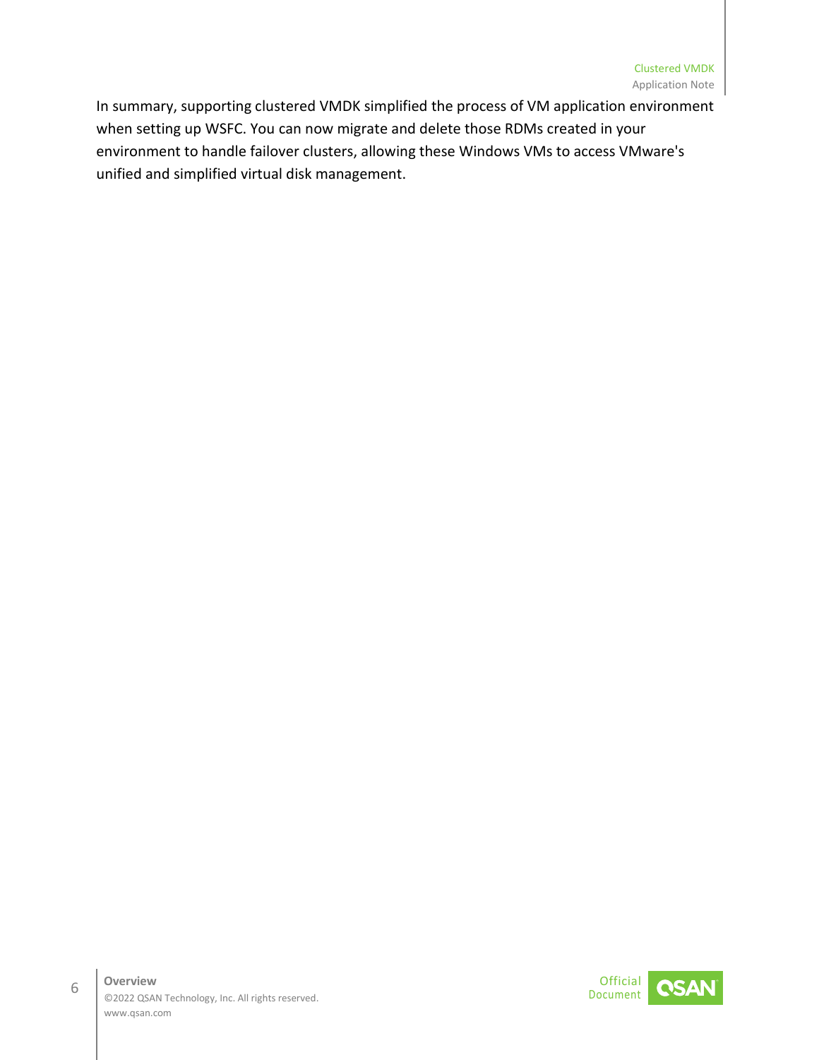In summary, supporting clustered VMDK simplified the process of VM application environment when setting up WSFC. You can now migrate and delete those RDMs created in your environment to handle failover clusters, allowing these Windows VMs to access VMware's unified and simplified virtual disk management.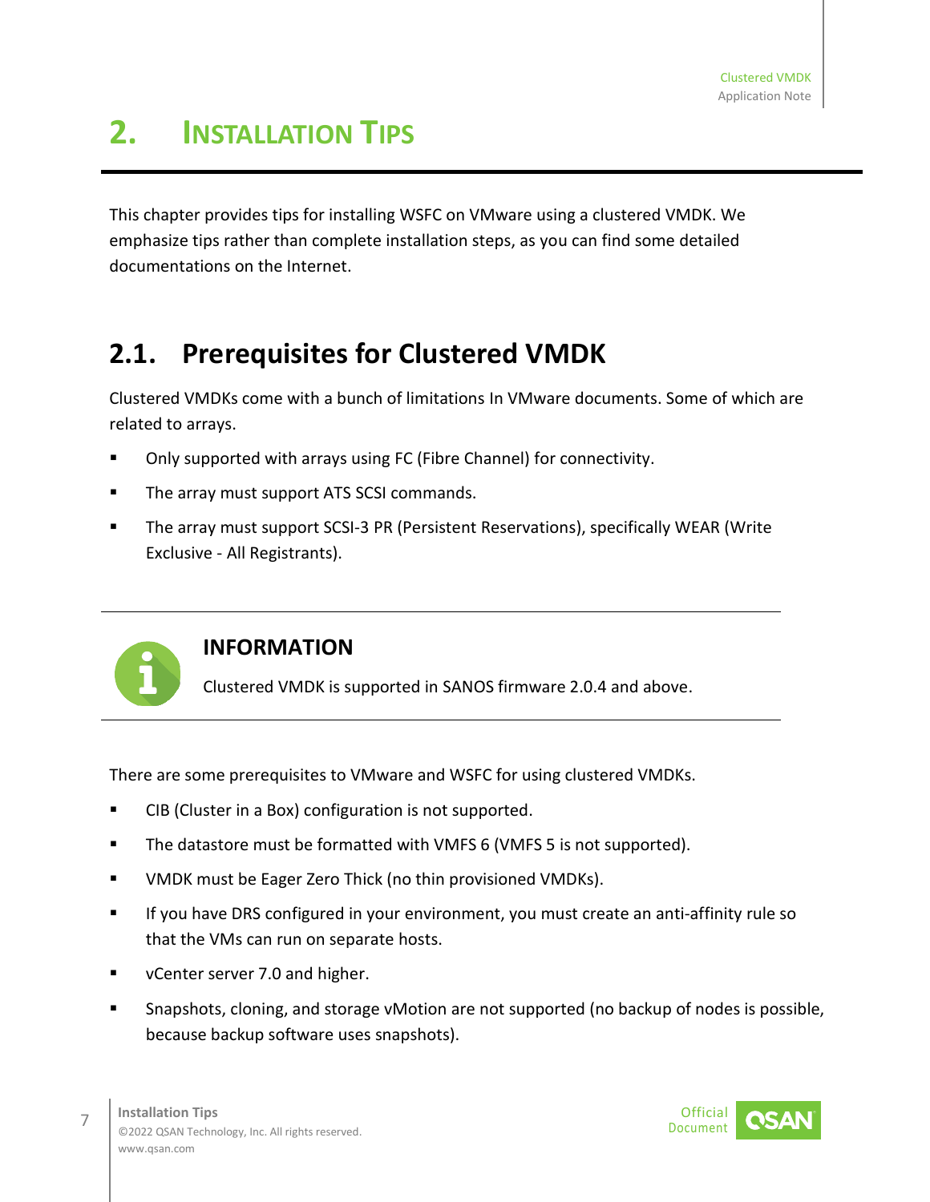# 2. Installation Tips

This chapter provides tips for installing WSFC on VMware using a clustered VMDK. We emphasize tips rather than complete installation steps, as you can find some detailed documentations on the Internet.

## 2.1. Prerequisites for Clustered VMDK

Clustered VMDKs come with a bunch of limitations In VMware documents. Some of which are related to arrays.

- Only supported with arrays using FC (Fibre Channel) for connectivity.
- The array must support ATS SCSI commands.
- The array must support SCSI-3 PR (Persistent Reservations), specifically WEAR (Write Exclusive - All Registrants).

**INFORMATION**

Clustered VMDK is supported in SANOS firmware 2.0.4 and above.

There are some prerequisites to VMware and WSFC for using clustered VMDKs.

- CIB (Cluster in a Box) configuration is not supported.
- The datastore must be formatted with VMFS 6 (VMFS 5 is not supported).
- VMDK must be Eager Zero Thick (no thin provisioned VMDKs).
- If you have DRS configured in your environment, you must create an anti-affinity rule so that the VMs can run on separate hosts.
- vCenter server 7.0 and higher.
- Snapshots, cloning, and storage vMotion are not supported (no backup of nodes is possible, because backup software uses snapshots).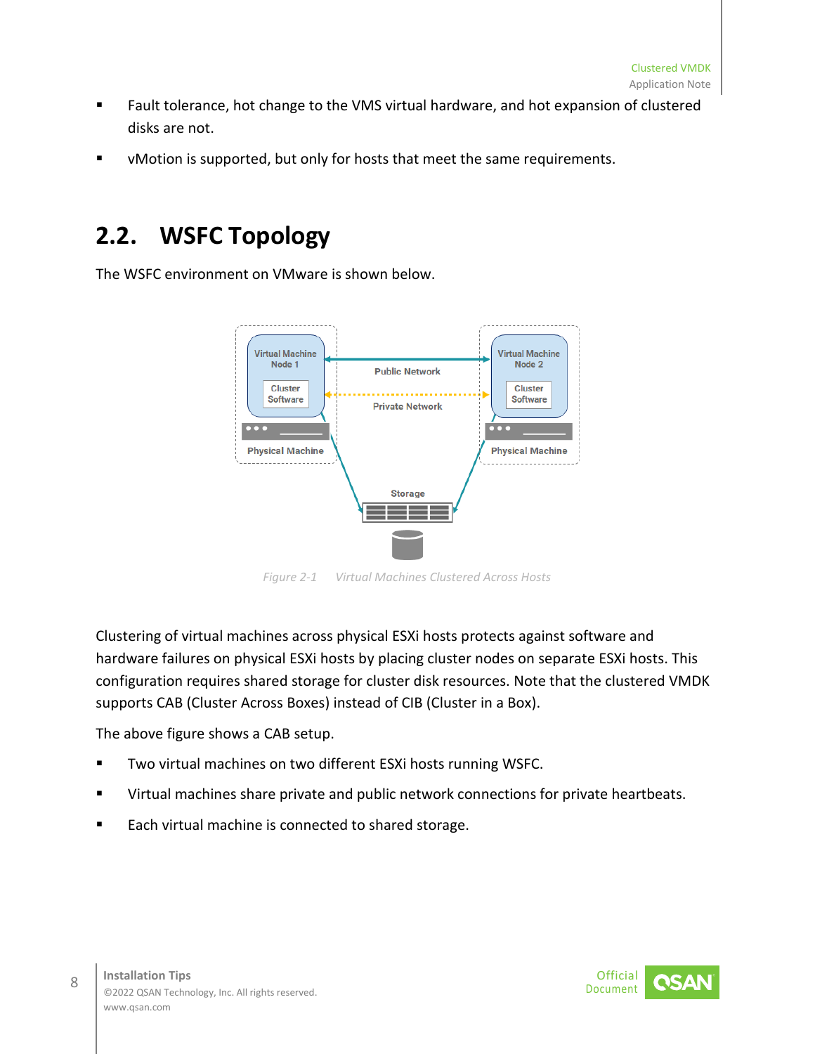- Fault tolerance, hot change to the VMS virtual hardware, and hot expansion of clustered disks are not.
- vMotion is supported, but only for hosts that meet the same requirements.

## 2.2. WSFC Topology

The WSFC environment on VMware is shown below.

Virtual Machine Node 1
Cluster Software
Physical Machine
Public Network
Private Network
Virtual Machine Node 2
Cluster Software
Physical Machine
Storage

*Figure 2-1 Virtual Machines Clustered Across Hosts*

Clustering of virtual machines across physical ESXi hosts protects against software and hardware failures on physical ESXi hosts by placing cluster nodes on separate ESXi hosts. This configuration requires shared storage for cluster disk resources. Note that the clustered VMDK supports CAB (Cluster Across Boxes) instead of CIB (Cluster in a Box).

The above figure shows a CAB setup.

- Two virtual machines on two different ESXi hosts running WSFC.
- Virtual machines share private and public network connections for private heartbeats.
- Each virtual machine is connected to shared storage.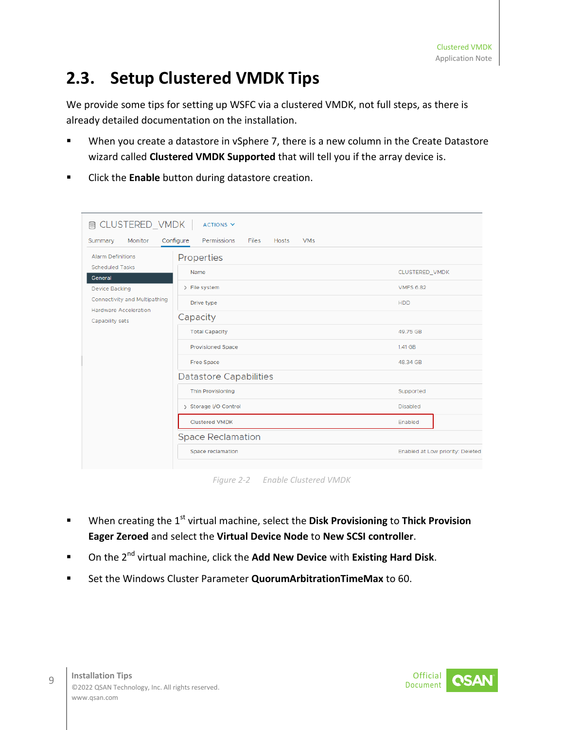## 2.3. Setup Clustered VMDK Tips

We provide some tips for setting up WSFC via a clustered VMDK, not full steps, as there is already detailed documentation on the installation.

- When you create a datastore in vSphere 7, there is a new column in the Create Datastore wizard called **Clustered VMDK Supported** that will tell you if the array device is.
- Click the **Enable** button during datastore creation.

Figure 2-2 Enable Clustered VMDK

- When creating the 1st virtual machine, select the **Disk Provisioning** to **Thick Provision Eager Zeroed** and select the **Virtual Device Node** to **New SCSI controller**.
- On the 2nd virtual machine, click the **Add New Device** with **Existing Hard Disk**.
- Set the Windows Cluster Parameter **QuorumArbitrationTimeMax** to 60.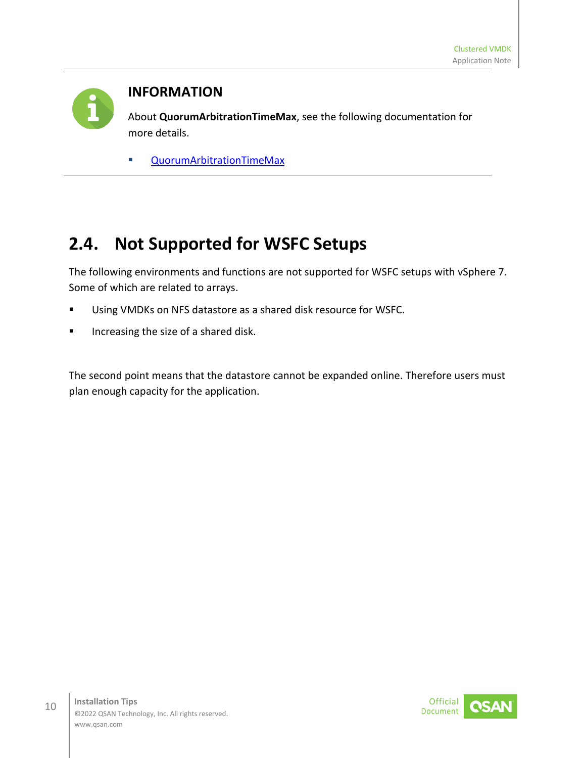**INFORMATION**

About **QuorumArbitrationTimeMax**, see the following documentation for more details.

- QuorumArbitrationTimeMax

## 2.4. Not Supported for WSFC Setups

The following environments and functions are not supported for WSFC setups with vSphere 7. Some of which are related to arrays.

- Using VMDKs on NFS datastore as a shared disk resource for WSFC.
- Increasing the size of a shared disk.

The second point means that the datastore cannot be expanded online. Therefore users must plan enough capacity for the application.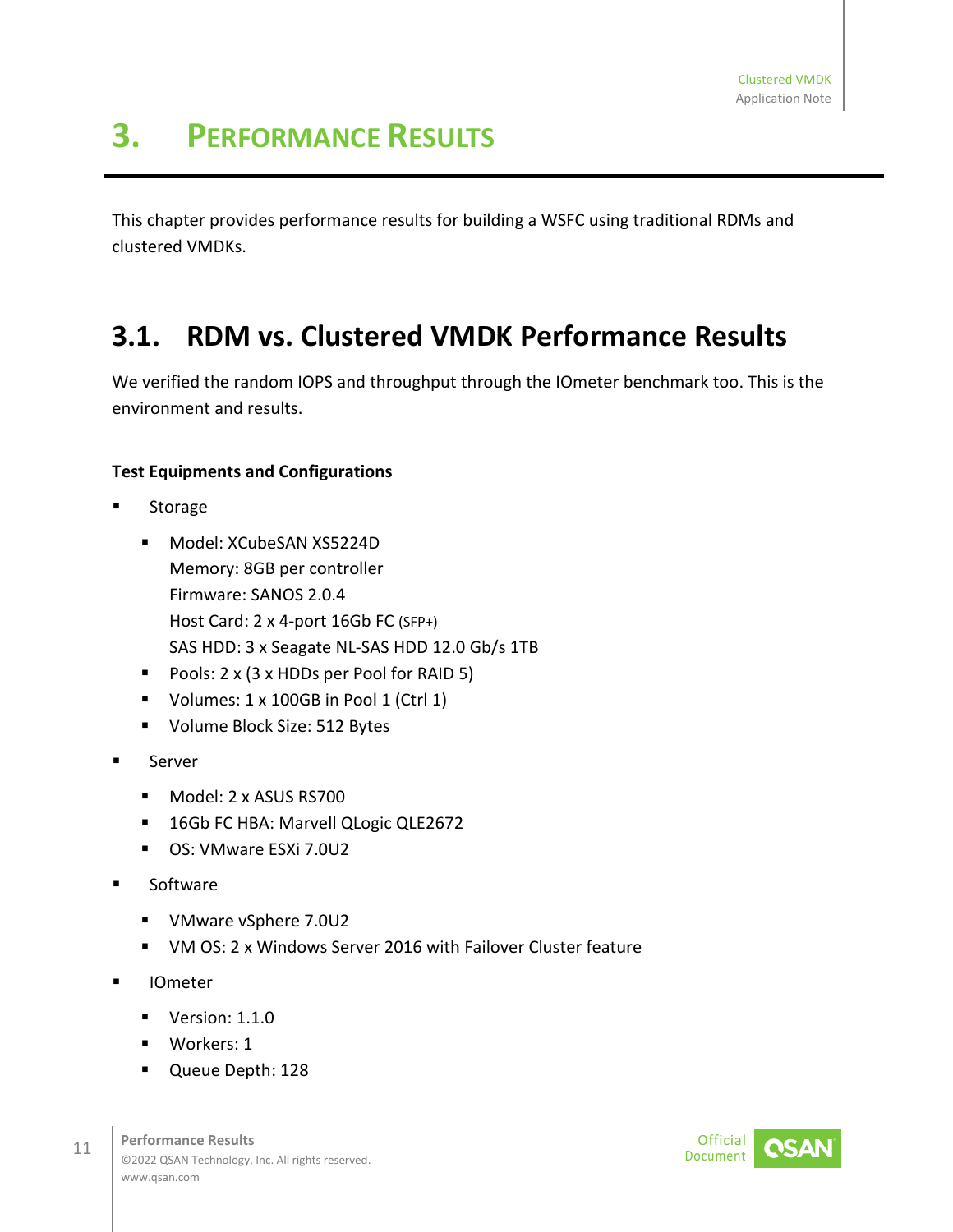# 3. PERFORMANCE RESULTS

This chapter provides performance results for building a WSFC using traditional RDMs and clustered VMDKs.

## 3.1. RDM vs. Clustered VMDK Performance Results

We verified the random IOPS and throughput through the IOmeter benchmark too. This is the environment and results.

**Test Equipments and Configurations**

- Storage
  - Model: XCubeSAN XS5224D
    Memory: 8GB per controller
    Firmware: SANOS 2.0.4
    Host Card: 2 x 4-port 16Gb FC (SFP+)
    SAS HDD: 3 x Seagate NL-SAS HDD 12.0 Gb/s 1TB
  - Pools: 2 x (3 x HDDs per Pool for RAID 5)
  - Volumes: 1 x 100GB in Pool 1 (Ctrl 1)
  - Volume Block Size: 512 Bytes
- Server
  - Model: 2 x ASUS RS700
  - 16Gb FC HBA: Marvell QLogic QLE2672
  - OS: VMware ESXi 7.0U2
- Software
  - VMware vSphere 7.0U2
  - VM OS: 2 x Windows Server 2016 with Failover Cluster feature
- IOmeter
  - Version: 1.1.0
  - Workers: 1
  - Queue Depth: 128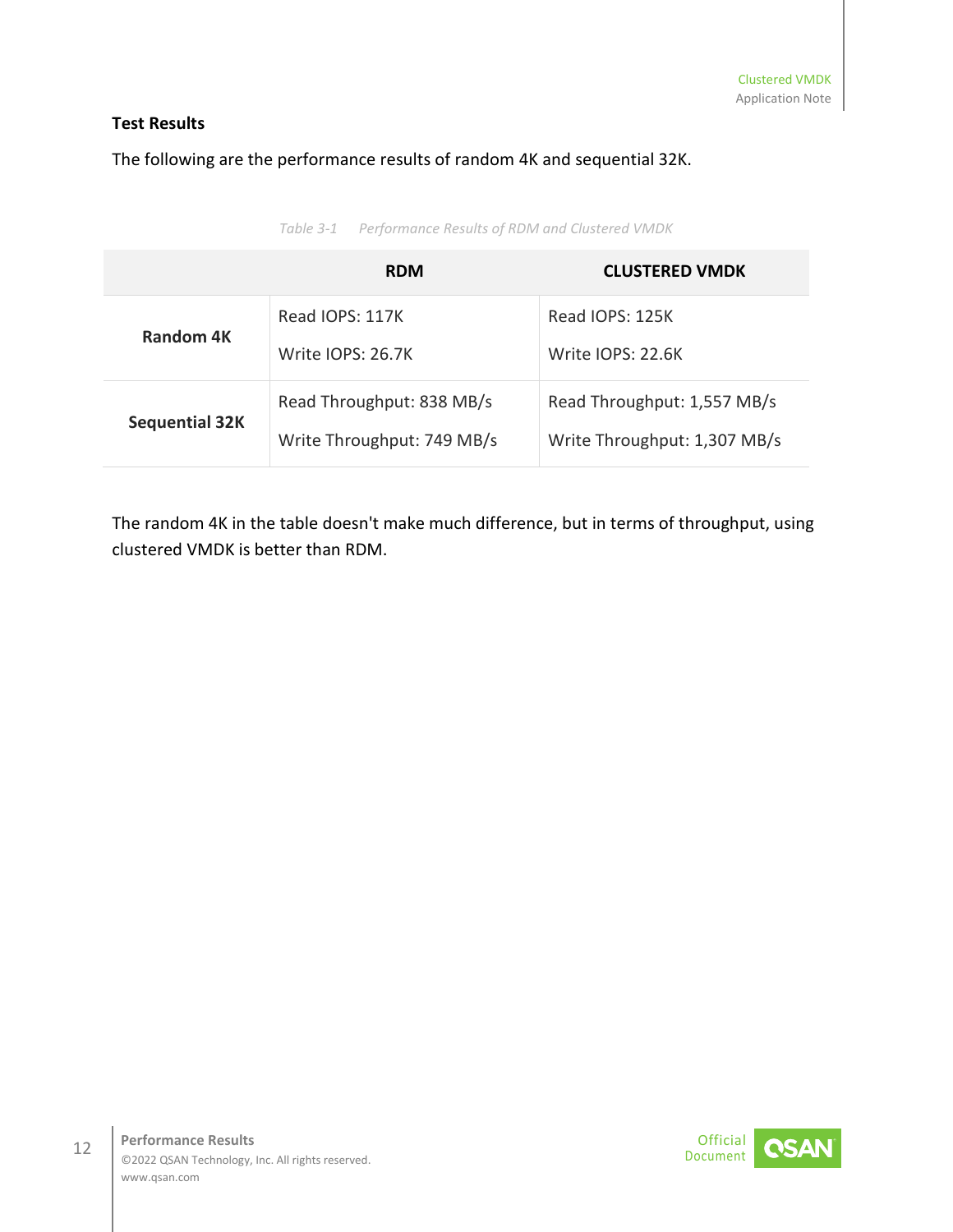### Test Results

The following are the performance results of random 4K and sequential 32K.

*Table 3-1 Performance Results of RDM and Clustered VMDK*

| | RDM | CLUSTERED VMDK |
|---|---|---|
| **Random 4K** | Read IOPS: 117K<br>Write IOPS: 26.7K | Read IOPS: 125K<br>Write IOPS: 22.6K |
| **Sequential 32K** | Read Throughput: 838 MB/s<br>Write Throughput: 749 MB/s | Read Throughput: 1,557 MB/s<br>Write Throughput: 1,307 MB/s |

The random 4K in the table doesn't make much difference, but in terms of throughput, using clustered VMDK is better than RDM.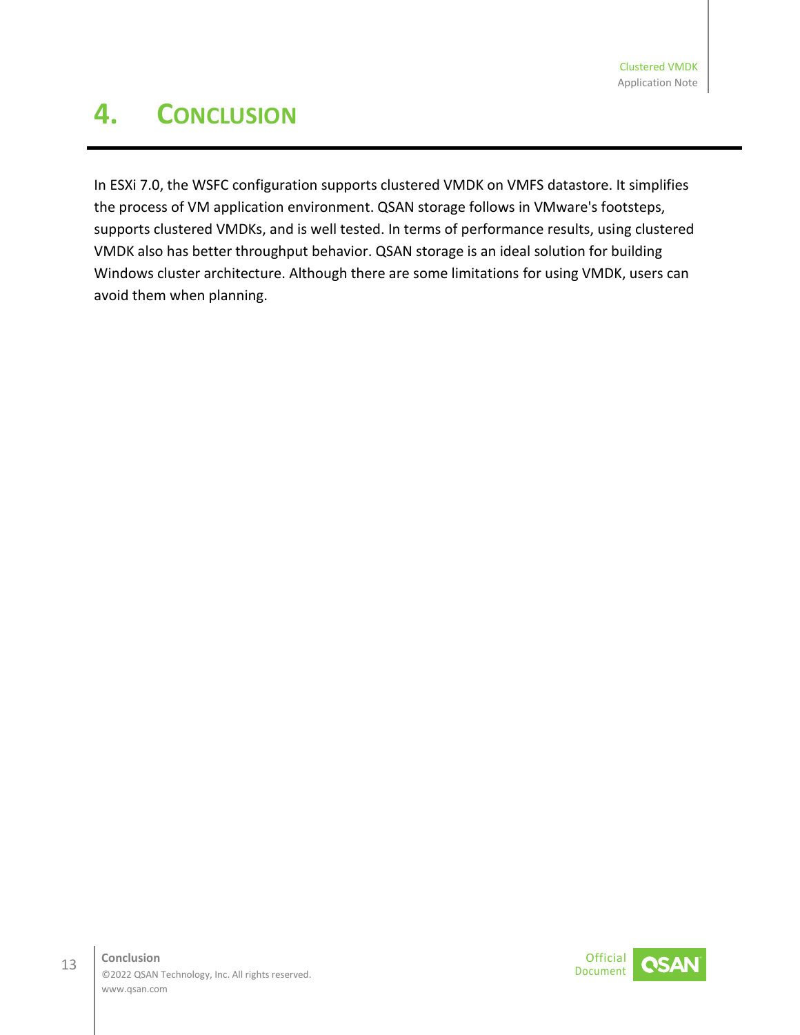# 4. CONCLUSION

In ESXi 7.0, the WSFC configuration supports clustered VMDK on VMFS datastore. It simplifies the process of VM application environment. QSAN storage follows in VMware's footsteps, supports clustered VMDKs, and is well tested. In terms of performance results, using clustered VMDK also has better throughput behavior. QSAN storage is an ideal solution for building Windows cluster architecture. Although there are some limitations for using VMDK, users can avoid them when planning.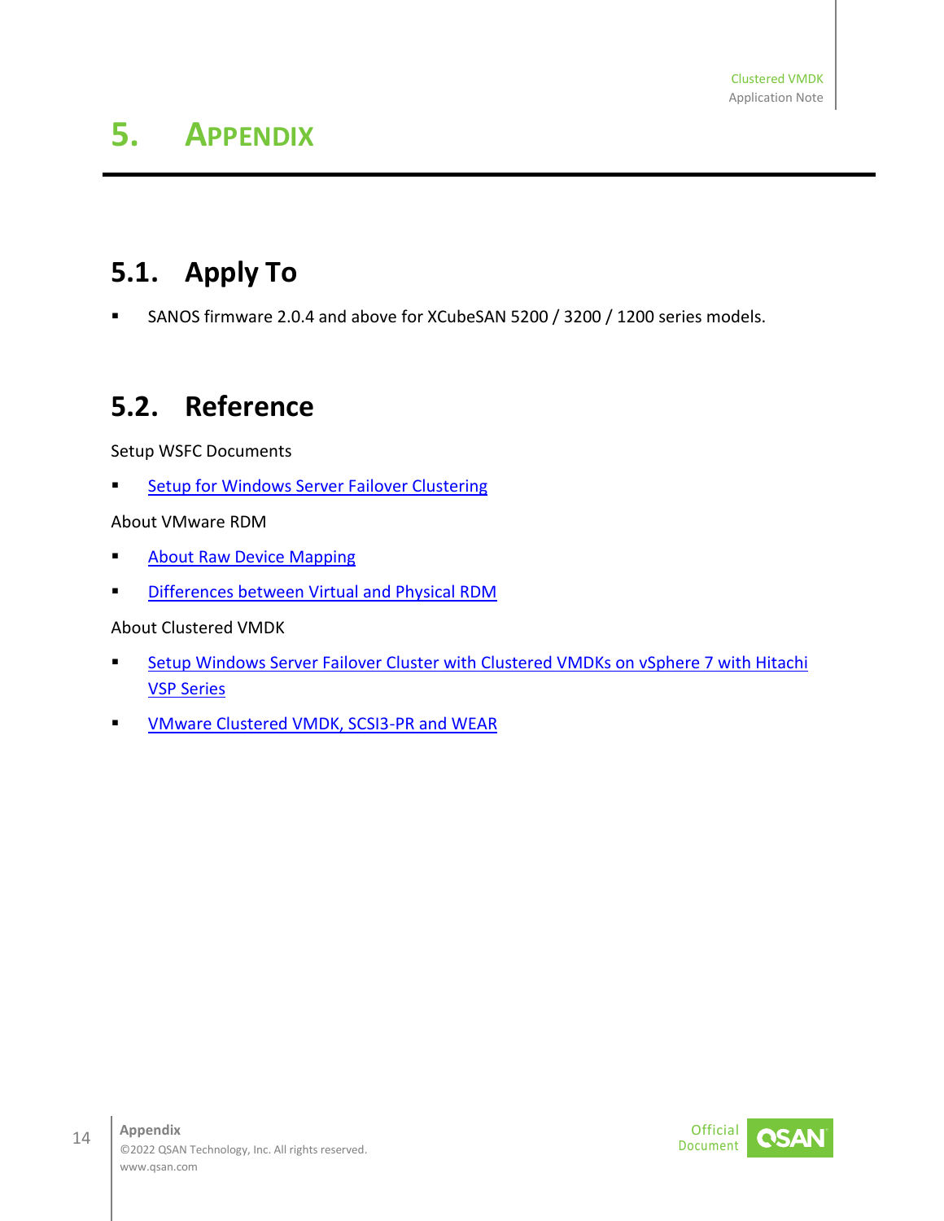# 5. Appendix

## 5.1. Apply To

- SANOS firmware 2.0.4 and above for XCubeSAN 5200 / 3200 / 1200 series models.

## 5.2. Reference

Setup WSFC Documents

- Setup for Windows Server Failover Clustering

About VMware RDM

- About Raw Device Mapping
- Differences between Virtual and Physical RDM

About Clustered VMDK

- Setup Windows Server Failover Cluster with Clustered VMDKs on vSphere 7 with Hitachi VSP Series
- VMware Clustered VMDK, SCSI3-PR and WEAR